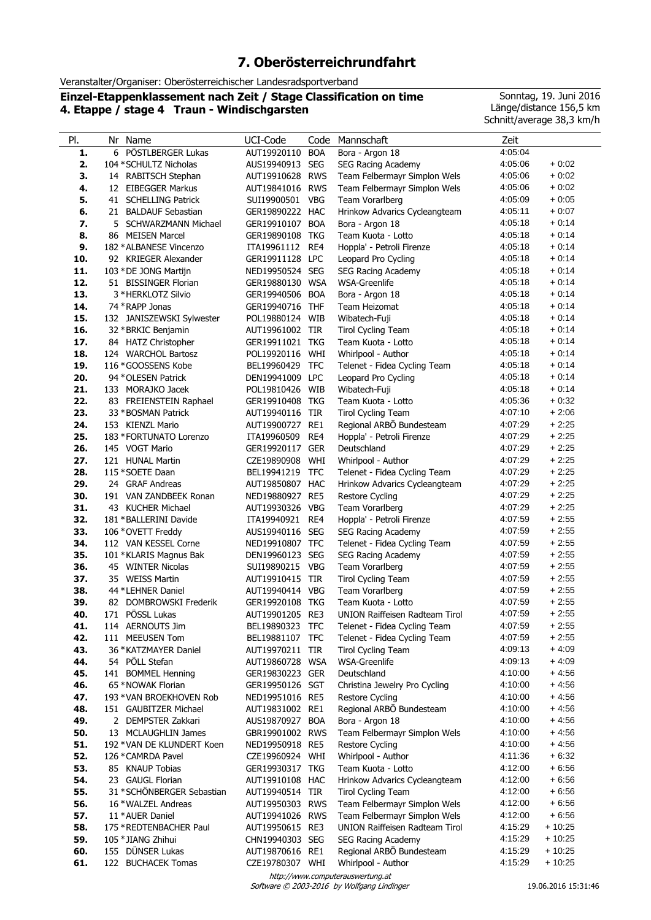# 7. Oberösterreichrundfahrt

Veranstalter/Organiser: Oberösterreichischer Landesradsportverband

**Einzel-Etappenklassement nach Zeit / Stage Classification on time**
**4. Etappe / stage 4 Traun - Windischgarsten**

Sonntag, 19. Juni 2016
Länge/distance 156,5 km
Schnitt/average 38,3 km/h

| Pl. | Nr | Name | UCI-Code | Code | Mannschaft | Zeit | |
|---|---|---|---|---|---|---|---|
| **1.** | 6 | PÖSTLBERGER Lukas | AUT19920110 | BOA | Bora - Argon 18 | 4:05:04 | |
| **2.** | 104 | *SCHULTZ Nicholas | AUS19940913 | SEG | SEG Racing Academy | 4:05:06 | + 0:02 |
| **3.** | 14 | RABITSCH Stephan | AUT19910628 | RWS | Team Felbermayr Simplon Wels | 4:05:06 | + 0:02 |
| **4.** | 12 | EIBEGGER Markus | AUT19841016 | RWS | Team Felbermayr Simplon Wels | 4:05:06 | + 0:02 |
| **5.** | 41 | SCHELLING Patrick | SUI19900501 | VBG | Team Vorarlberg | 4:05:09 | + 0:05 |
| **6.** | 21 | BALDAUF Sebastian | GER19890222 | HAC | Hrinkow Advarics Cycleangteam | 4:05:11 | + 0:07 |
| **7.** | 5 | SCHWARZMANN Michael | GER19910107 | BOA | Bora - Argon 18 | 4:05:18 | + 0:14 |
| **8.** | 86 | MEISEN Marcel | GER19890108 | TKG | Team Kuota - Lotto | 4:05:18 | + 0:14 |
| **9.** | 182 | *ALBANESE Vincenzo | ITA19961112 | RE4 | Hoppla' - Petroli Firenze | 4:05:18 | + 0:14 |
| **10.** | 92 | KRIEGER Alexander | GER19911128 | LPC | Leopard Pro Cycling | 4:05:18 | + 0:14 |
| **11.** | 103 | *DE JONG Martijn | NED19950524 | SEG | SEG Racing Academy | 4:05:18 | + 0:14 |
| **12.** | 51 | BISSINGER Florian | GER19880130 | WSA | WSA-Greenlife | 4:05:18 | + 0:14 |
| **13.** | 3 | *HERKLOTZ Silvio | GER19940506 | BOA | Bora - Argon 18 | 4:05:18 | + 0:14 |
| **14.** | 74 | *RAPP Jonas | GER19940716 | THF | Team Heizomat | 4:05:18 | + 0:14 |
| **15.** | 132 | JANISZEWSKI Sylwester | POL19880124 | WIB | Wibatech-Fuji | 4:05:18 | + 0:14 |
| **16.** | 32 | *BRKIC Benjamin | AUT19961002 | TIR | Tirol Cycling Team | 4:05:18 | + 0:14 |
| **17.** | 84 | HATZ Christopher | GER19911021 | TKG | Team Kuota - Lotto | 4:05:18 | + 0:14 |
| **18.** | 124 | WARCHOL Bartosz | POL19920116 | WHI | Whirlpool - Author | 4:05:18 | + 0:14 |
| **19.** | 116 | *GOOSSENS Kobe | BEL19960429 | TFC | Telenet - Fidea Cycling Team | 4:05:18 | + 0:14 |
| **20.** | 94 | *OLESEN Patrick | DEN19941009 | LPC | Leopard Pro Cycling | 4:05:18 | + 0:14 |
| **21.** | 133 | MORAJKO Jacek | POL19810426 | WIB | Wibatech-Fuji | 4:05:18 | + 0:14 |
| **22.** | 83 | FREIENSTEIN Raphael | GER19910408 | TKG | Team Kuota - Lotto | 4:05:36 | + 0:32 |
| **23.** | 33 | *BOSMAN Patrick | AUT19940116 | TIR | Tirol Cycling Team | 4:07:10 | + 2:06 |
| **24.** | 153 | KIENZL Mario | AUT19900727 | RE1 | Regional ARBÖ Bundesteam | 4:07:29 | + 2:25 |
| **25.** | 183 | *FORTUNATO Lorenzo | ITA19960509 | RE4 | Hoppla' - Petroli Firenze | 4:07:29 | + 2:25 |
| **26.** | 145 | VOGT Mario | GER19920117 | GER | Deutschland | 4:07:29 | + 2:25 |
| **27.** | 121 | HUNAL Martin | CZE19890908 | WHI | Whirlpool - Author | 4:07:29 | + 2:25 |
| **28.** | 115 | *SOETE Daan | BEL19941219 | TFC | Telenet - Fidea Cycling Team | 4:07:29 | + 2:25 |
| **29.** | 24 | GRAF Andreas | AUT19850807 | HAC | Hrinkow Advarics Cycleangteam | 4:07:29 | + 2:25 |
| **30.** | 191 | VAN ZANDBEEK Ronan | NED19880927 | RE5 | Restore Cycling | 4:07:29 | + 2:25 |
| **31.** | 43 | KUCHER Michael | AUT19930326 | VBG | Team Vorarlberg | 4:07:29 | + 2:25 |
| **32.** | 181 | *BALLERINI Davide | ITA19940921 | RE4 | Hoppla' - Petroli Firenze | 4:07:59 | + 2:55 |
| **33.** | 106 | *OVETT Freddy | AUS19940116 | SEG | SEG Racing Academy | 4:07:59 | + 2:55 |
| **34.** | 112 | VAN KESSEL Corne | NED19910807 | TFC | Telenet - Fidea Cycling Team | 4:07:59 | + 2:55 |
| **35.** | 101 | *KLARIS Magnus Bak | DEN19960123 | SEG | SEG Racing Academy | 4:07:59 | + 2:55 |
| **36.** | 45 | WINTER Nicolas | SUI19890215 | VBG | Team Vorarlberg | 4:07:59 | + 2:55 |
| **37.** | 35 | WEISS Martin | AUT19910415 | TIR | Tirol Cycling Team | 4:07:59 | + 2:55 |
| **38.** | 44 | *LEHNER Daniel | AUT19940414 | VBG | Team Vorarlberg | 4:07:59 | + 2:55 |
| **39.** | 82 | DOMBROWSKI Frederik | GER19920108 | TKG | Team Kuota - Lotto | 4:07:59 | + 2:55 |
| **40.** | 171 | PÖSSL Lukas | AUT19901205 | RE3 | UNION Raiffeisen Radteam Tirol | 4:07:59 | + 2:55 |
| **41.** | 114 | AERNOUTS Jim | BEL19890323 | TFC | Telenet - Fidea Cycling Team | 4:07:59 | + 2:55 |
| **42.** | 111 | MEEUSEN Tom | BEL19881107 | TFC | Telenet - Fidea Cycling Team | 4:07:59 | + 2:55 |
| **43.** | 36 | *KATZMAYER Daniel | AUT19970211 | TIR | Tirol Cycling Team | 4:09:13 | + 4:09 |
| **44.** | 54 | PÖLL Stefan | AUT19860728 | WSA | WSA-Greenlife | 4:09:13 | + 4:09 |
| **45.** | 141 | BOMMEL Henning | GER19830223 | GER | Deutschland | 4:10:00 | + 4:56 |
| **46.** | 65 | *NOWAK Florian | GER19950126 | SGT | Christina Jewelry Pro Cycling | 4:10:00 | + 4:56 |
| **47.** | 193 | *VAN BROEKHOVEN Rob | NED19951016 | RE5 | Restore Cycling | 4:10:00 | + 4:56 |
| **48.** | 151 | GAUBITZER Michael | AUT19831002 | RE1 | Regional ARBÖ Bundesteam | 4:10:00 | + 4:56 |
| **49.** | 2 | DEMPSTER Zakkari | AUS19870927 | BOA | Bora - Argon 18 | 4:10:00 | + 4:56 |
| **50.** | 13 | MCLAUGHLIN James | GBR19901002 | RWS | Team Felbermayr Simplon Wels | 4:10:00 | + 4:56 |
| **51.** | 192 | *VAN DE KLUNDERT Koen | NED19950918 | RE5 | Restore Cycling | 4:10:00 | + 4:56 |
| **52.** | 126 | *CAMRDA Pavel | CZE19960924 | WHI | Whirlpool - Author | 4:11:36 | + 6:32 |
| **53.** | 85 | KNAUP Tobias | GER19930317 | TKG | Team Kuota - Lotto | 4:12:00 | + 6:56 |
| **54.** | 23 | GAUGL Florian | AUT19910108 | HAC | Hrinkow Advarics Cycleangteam | 4:12:00 | + 6:56 |
| **55.** | 31 | *SCHÖNBERGER Sebastian | AUT19940514 | TIR | Tirol Cycling Team | 4:12:00 | + 6:56 |
| **56.** | 16 | *WALZEL Andreas | AUT19950303 | RWS | Team Felbermayr Simplon Wels | 4:12:00 | + 6:56 |
| **57.** | 11 | *AUER Daniel | AUT19941026 | RWS | Team Felbermayr Simplon Wels | 4:12:00 | + 6:56 |
| **58.** | 175 | *REDTENBACHER Paul | AUT19950615 | RE3 | UNION Raiffeisen Radteam Tirol | 4:15:29 | + 10:25 |
| **59.** | 105 | *JIANG Zhihui | CHN19940303 | SEG | SEG Racing Academy | 4:15:29 | + 10:25 |
| **60.** | 155 | DÜNSER Lukas | AUT19870616 | RE1 | Regional ARBÖ Bundesteam | 4:15:29 | + 10:25 |
| **61.** | 122 | BUCHACEK Tomas | CZE19780307 | WHI | Whirlpool - Author | 4:15:29 | + 10:25 |

*http://www.computerauswertung.at*
*Software © 2003-2016 by Wolfgang Lindinger*

19.06.2016 15:31:46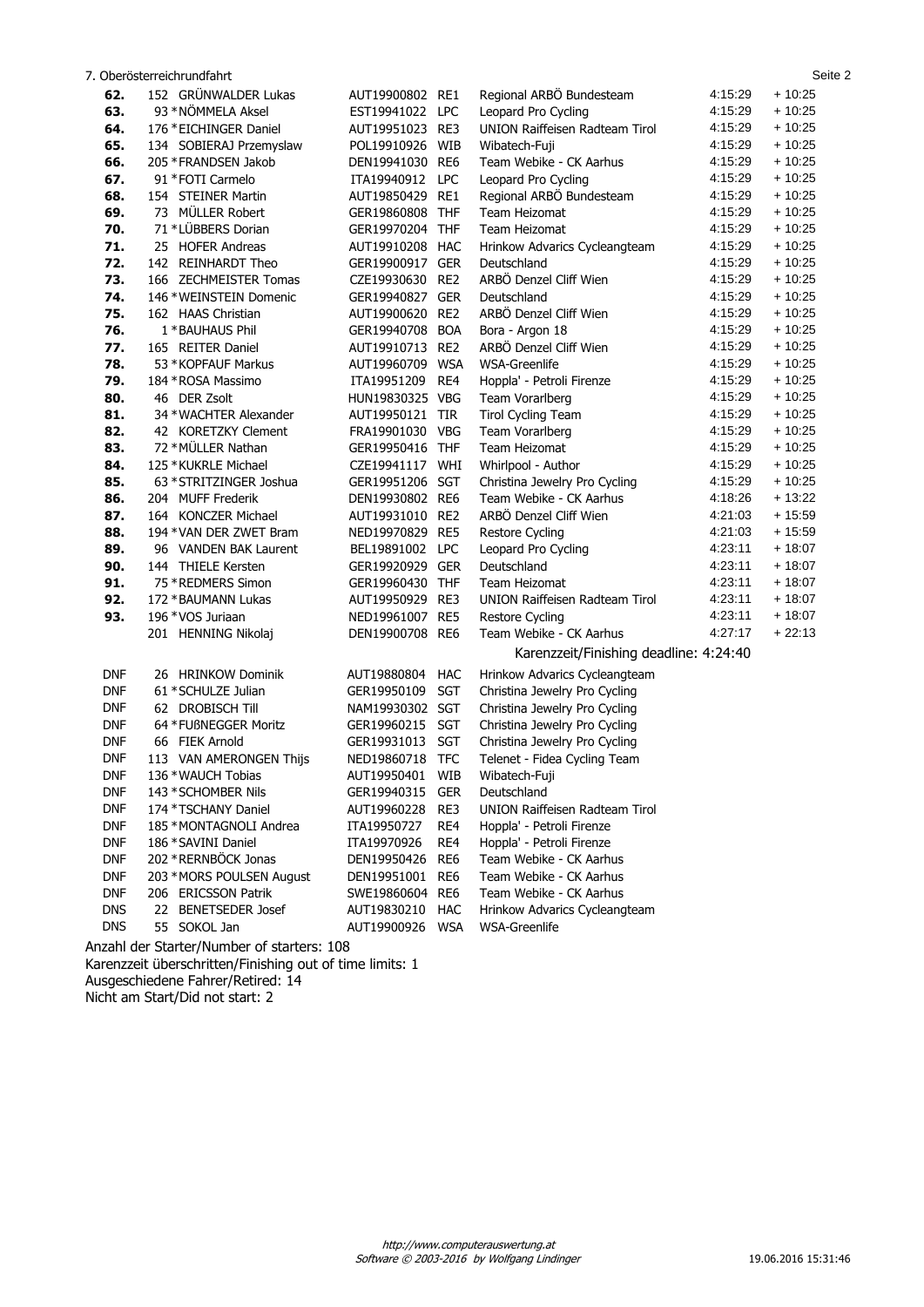7. Oberösterreichrundfahrt

| Rang | Nr. | Name | UCI ID | Team-Code | Team | Zeit | Rückstand |
|---|---|---|---|---|---|---|---|
| 62. | 152 | GRÜNWALDER Lukas | AUT19900802 | RE1 | Regional ARBÖ Bundesteam | 4:15:29 | + 10:25 |
| 63. | 93 | *NÖMMELA Aksel | EST19941022 | LPC | Leopard Pro Cycling | 4:15:29 | + 10:25 |
| 64. | 176 | *EICHINGER Daniel | AUT19951023 | RE3 | UNION Raiffeisen Radteam Tirol | 4:15:29 | + 10:25 |
| 65. | 134 | SOBIERAJ Przemyslaw | POL19910926 | WIB | Wibatech-Fuji | 4:15:29 | + 10:25 |
| 66. | 205 | *FRANDSEN Jakob | DEN19941030 | RE6 | Team Webike - CK Aarhus | 4:15:29 | + 10:25 |
| 67. | 91 | *FOTI Carmelo | ITA19940912 | LPC | Leopard Pro Cycling | 4:15:29 | + 10:25 |
| 68. | 154 | STEINER Martin | AUT19850429 | RE1 | Regional ARBÖ Bundesteam | 4:15:29 | + 10:25 |
| 69. | 73 | MÜLLER Robert | GER19860808 | THF | Team Heizomat | 4:15:29 | + 10:25 |
| 70. | 71 | *LÜBBERS Dorian | GER19970204 | THF | Team Heizomat | 4:15:29 | + 10:25 |
| 71. | 25 | HOFER Andreas | AUT19910208 | HAC | Hrinkow Advarics Cycleangteam | 4:15:29 | + 10:25 |
| 72. | 142 | REINHARDT Theo | GER19900917 | GER | Deutschland | 4:15:29 | + 10:25 |
| 73. | 166 | ZECHMEISTER Tomas | CZE19930630 | RE2 | ARBÖ Denzel Cliff Wien | 4:15:29 | + 10:25 |
| 74. | 146 | *WEINSTEIN Domenic | GER19940827 | GER | Deutschland | 4:15:29 | + 10:25 |
| 75. | 162 | HAAS Christian | AUT19900620 | RE2 | ARBÖ Denzel Cliff Wien | 4:15:29 | + 10:25 |
| 76. | 1 | *BAUHAUS Phil | GER19940708 | BOA | Bora - Argon 18 | 4:15:29 | + 10:25 |
| 77. | 165 | REITER Daniel | AUT19910713 | RE2 | ARBÖ Denzel Cliff Wien | 4:15:29 | + 10:25 |
| 78. | 53 | *KOPFAUF Markus | AUT19960709 | WSA | WSA-Greenlife | 4:15:29 | + 10:25 |
| 79. | 184 | *ROSA Massimo | ITA19951209 | RE4 | Hoppla' - Petroli Firenze | 4:15:29 | + 10:25 |
| 80. | 46 | DER Zsolt | HUN19830325 | VBG | Team Vorarlberg | 4:15:29 | + 10:25 |
| 81. | 34 | *WACHTER Alexander | AUT19950121 | TIR | Tirol Cycling Team | 4:15:29 | + 10:25 |
| 82. | 42 | KORETZKY Clement | FRA19901030 | VBG | Team Vorarlberg | 4:15:29 | + 10:25 |
| 83. | 72 | *MÜLLER Nathan | GER19950416 | THF | Team Heizomat | 4:15:29 | + 10:25 |
| 84. | 125 | *KUKRLE Michael | CZE19941117 | WHI | Whirlpool - Author | 4:15:29 | + 10:25 |
| 85. | 63 | *STRITZINGER Joshua | GER19951206 | SGT | Christina Jewelry Pro Cycling | 4:15:29 | + 10:25 |
| 86. | 204 | MUFF Frederik | DEN19930802 | RE6 | Team Webike - CK Aarhus | 4:18:26 | + 13:22 |
| 87. | 164 | KONCZER Michael | AUT19931010 | RE2 | ARBÖ Denzel Cliff Wien | 4:21:03 | + 15:59 |
| 88. | 194 | *VAN DER ZWET Bram | NED19970829 | RE5 | Restore Cycling | 4:21:03 | + 15:59 |
| 89. | 96 | VANDEN BAK Laurent | BEL19891002 | LPC | Leopard Pro Cycling | 4:23:11 | + 18:07 |
| 90. | 144 | THIELE Kersten | GER19920929 | GER | Deutschland | 4:23:11 | + 18:07 |
| 91. | 75 | *REDMERS Simon | GER19960430 | THF | Team Heizomat | 4:23:11 | + 18:07 |
| 92. | 172 | *BAUMANN Lukas | AUT19950929 | RE3 | UNION Raiffeisen Radteam Tirol | 4:23:11 | + 18:07 |
| 93. | 196 | *VOS Juriaan | NED19961007 | RE5 | Restore Cycling | 4:23:11 | + 18:07 |
| | 201 | HENNING Nikolaj | DEN19900708 | RE6 | Team Webike - CK Aarhus | 4:27:17 | + 22:13 |

Karenzzeit/Finishing deadline: 4:24:40

| Status | Nr. | Name | UCI ID | Team-Code | Team |
|---|---|---|---|---|---|
| DNF | 26 | HRINKOW Dominik | AUT19880804 | HAC | Hrinkow Advarics Cycleangteam |
| DNF | 61 | *SCHULZE Julian | GER19950109 | SGT | Christina Jewelry Pro Cycling |
| DNF | 62 | DROBISCH Till | NAM19930302 | SGT | Christina Jewelry Pro Cycling |
| DNF | 64 | *FUßNEGGER Moritz | GER19960215 | SGT | Christina Jewelry Pro Cycling |
| DNF | 66 | FIEK Arnold | GER19931013 | SGT | Christina Jewelry Pro Cycling |
| DNF | 113 | VAN AMERONGEN Thijs | NED19860718 | TFC | Telenet - Fidea Cycling Team |
| DNF | 136 | *WAUCH Tobias | AUT19950401 | WIB | Wibatech-Fuji |
| DNF | 143 | *SCHOMBER Nils | GER19940315 | GER | Deutschland |
| DNF | 174 | *TSCHANY Daniel | AUT19960228 | RE3 | UNION Raiffeisen Radteam Tirol |
| DNF | 185 | *MONTAGNOLI Andrea | ITA19950727 | RE4 | Hoppla' - Petroli Firenze |
| DNF | 186 | *SAVINI Daniel | ITA19970926 | RE4 | Hoppla' - Petroli Firenze |
| DNF | 202 | *RERNBÖCK Jonas | DEN19950426 | RE6 | Team Webike - CK Aarhus |
| DNF | 203 | *MORS POULSEN August | DEN19951001 | RE6 | Team Webike - CK Aarhus |
| DNF | 206 | ERICSSON Patrik | SWE19860604 | RE6 | Team Webike - CK Aarhus |
| DNS | 22 | BENETSEDER Josef | AUT19830210 | HAC | Hrinkow Advarics Cycleangteam |
| DNS | 55 | SOKOL Jan | AUT19900926 | WSA | WSA-Greenlife |

Anzahl der Starter/Number of starters: 108

Karenzzeit überschritten/Finishing out of time limits: 1

Ausgeschiedene Fahrer/Retired: 14

Nicht am Start/Did not start: 2

http://www.computerauswertung.at

Software © 2003-2016 by Wolfgang Lindinger

19.06.2016 15:31:46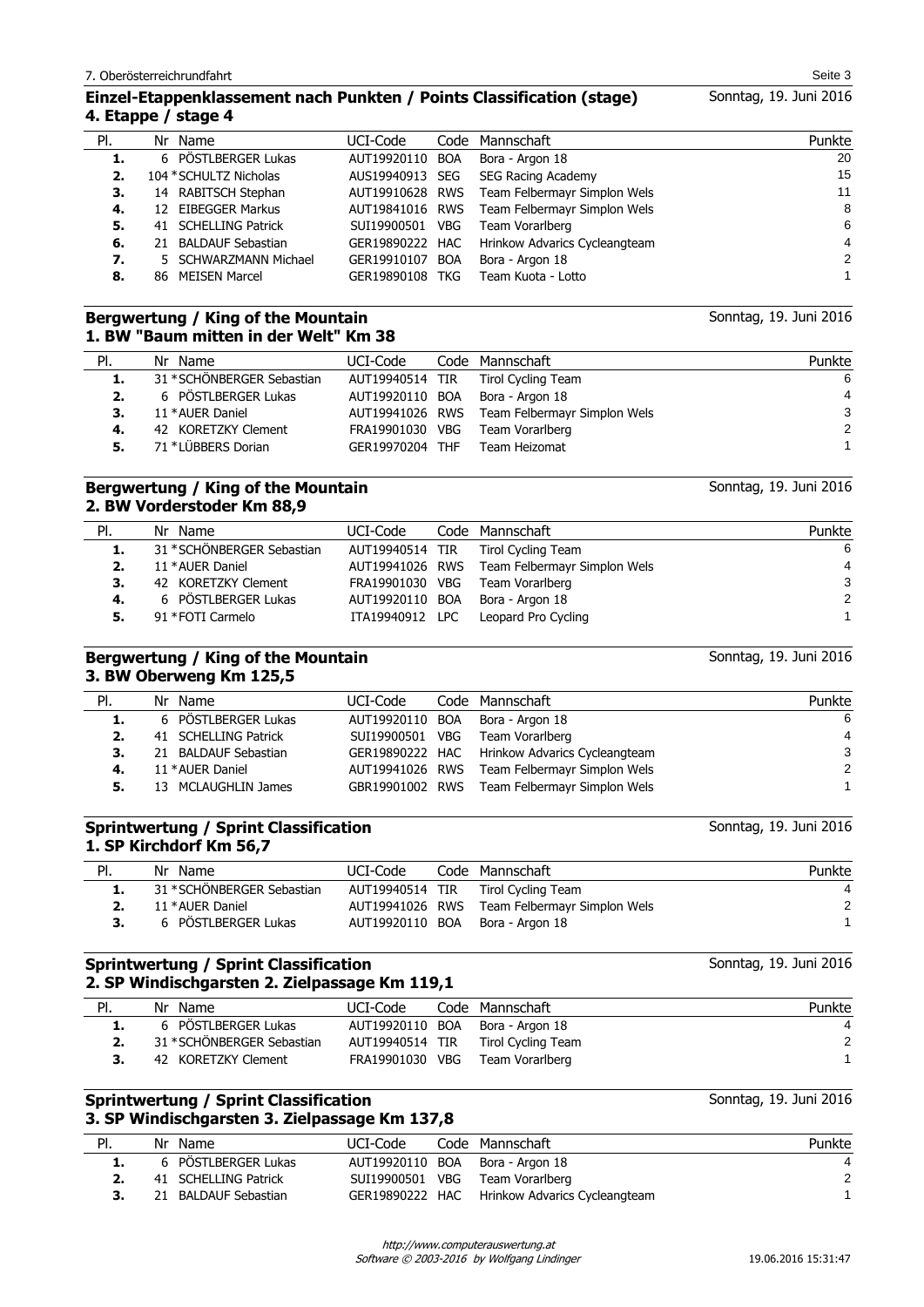## Einzel-Etappenklassement nach Punkten / Points Classification (stage)

Sonntag, 19. Juni 2016

### 4. Etappe / stage 4

| Pl. | Nr | Name | UCI-Code | Code | Mannschaft | Punkte |
|---|---|---|---|---|---|---|
| 1. | 6 | PÖSTLBERGER Lukas | AUT19920110 | BOA | Bora - Argon 18 | 20 |
| 2. | 104 | *SCHULTZ Nicholas | AUS19940913 | SEG | SEG Racing Academy | 15 |
| 3. | 14 | RABITSCH Stephan | AUT19910628 | RWS | Team Felbermayr Simplon Wels | 11 |
| 4. | 12 | EIBEGGER Markus | AUT19841016 | RWS | Team Felbermayr Simplon Wels | 8 |
| 5. | 41 | SCHELLING Patrick | SUI19900501 | VBG | Team Vorarlberg | 6 |
| 6. | 21 | BALDAUF Sebastian | GER19890222 | HAC | Hrinkow Advarics Cycleangteam | 4 |
| 7. | 5 | SCHWARZMANN Michael | GER19910107 | BOA | Bora - Argon 18 | 2 |
| 8. | 86 | MEISEN Marcel | GER19890108 | TKG | Team Kuota - Lotto | 1 |

## Bergwertung / King of the Mountain

Sonntag, 19. Juni 2016

### 1. BW "Baum mitten in der Welt" Km 38

| Pl. | Nr | Name | UCI-Code | Code | Mannschaft | Punkte |
|---|---|---|---|---|---|---|
| 1. | 31 | *SCHÖNBERGER Sebastian | AUT19940514 | TIR | Tirol Cycling Team | 6 |
| 2. | 6 | PÖSTLBERGER Lukas | AUT19920110 | BOA | Bora - Argon 18 | 4 |
| 3. | 11 | *AUER Daniel | AUT19941026 | RWS | Team Felbermayr Simplon Wels | 3 |
| 4. | 42 | KORETZKY Clement | FRA19901030 | VBG | Team Vorarlberg | 2 |
| 5. | 71 | *LÜBBERS Dorian | GER19970204 | THF | Team Heizomat | 1 |

## Bergwertung / King of the Mountain

Sonntag, 19. Juni 2016

### 2. BW Vorderstoder Km 88,9

| Pl. | Nr | Name | UCI-Code | Code | Mannschaft | Punkte |
|---|---|---|---|---|---|---|
| 1. | 31 | *SCHÖNBERGER Sebastian | AUT19940514 | TIR | Tirol Cycling Team | 6 |
| 2. | 11 | *AUER Daniel | AUT19941026 | RWS | Team Felbermayr Simplon Wels | 4 |
| 3. | 42 | KORETZKY Clement | FRA19901030 | VBG | Team Vorarlberg | 3 |
| 4. | 6 | PÖSTLBERGER Lukas | AUT19920110 | BOA | Bora - Argon 18 | 2 |
| 5. | 91 | *FOTI Carmelo | ITA19940912 | LPC | Leopard Pro Cycling | 1 |

## Bergwertung / King of the Mountain

Sonntag, 19. Juni 2016

### 3. BW Oberweng Km 125,5

| Pl. | Nr | Name | UCI-Code | Code | Mannschaft | Punkte |
|---|---|---|---|---|---|---|
| 1. | 6 | PÖSTLBERGER Lukas | AUT19920110 | BOA | Bora - Argon 18 | 6 |
| 2. | 41 | SCHELLING Patrick | SUI19900501 | VBG | Team Vorarlberg | 4 |
| 3. | 21 | BALDAUF Sebastian | GER19890222 | HAC | Hrinkow Advarics Cycleangteam | 3 |
| 4. | 11 | *AUER Daniel | AUT19941026 | RWS | Team Felbermayr Simplon Wels | 2 |
| 5. | 13 | MCLAUGHLIN James | GBR19901002 | RWS | Team Felbermayr Simplon Wels | 1 |

## Sprintwertung / Sprint Classification

Sonntag, 19. Juni 2016

### 1. SP Kirchdorf Km 56,7

| Pl. | Nr | Name | UCI-Code | Code | Mannschaft | Punkte |
|---|---|---|---|---|---|---|
| 1. | 31 | *SCHÖNBERGER Sebastian | AUT19940514 | TIR | Tirol Cycling Team | 4 |
| 2. | 11 | *AUER Daniel | AUT19941026 | RWS | Team Felbermayr Simplon Wels | 2 |
| 3. | 6 | PÖSTLBERGER Lukas | AUT19920110 | BOA | Bora - Argon 18 | 1 |

## Sprintwertung / Sprint Classification

Sonntag, 19. Juni 2016

### 2. SP Windischgarsten 2. Zielpassage Km 119,1

| Pl. | Nr | Name | UCI-Code | Code | Mannschaft | Punkte |
|---|---|---|---|---|---|---|
| 1. | 6 | PÖSTLBERGER Lukas | AUT19920110 | BOA | Bora - Argon 18 | 4 |
| 2. | 31 | *SCHÖNBERGER Sebastian | AUT19940514 | TIR | Tirol Cycling Team | 2 |
| 3. | 42 | KORETZKY Clement | FRA19901030 | VBG | Team Vorarlberg | 1 |

## Sprintwertung / Sprint Classification

Sonntag, 19. Juni 2016

### 3. SP Windischgarsten 3. Zielpassage Km 137,8

| Pl. | Nr | Name | UCI-Code | Code | Mannschaft | Punkte |
|---|---|---|---|---|---|---|
| 1. | 6 | PÖSTLBERGER Lukas | AUT19920110 | BOA | Bora - Argon 18 | 4 |
| 2. | 41 | SCHELLING Patrick | SUI19900501 | VBG | Team Vorarlberg | 2 |
| 3. | 21 | BALDAUF Sebastian | GER19890222 | HAC | Hrinkow Advarics Cycleangteam | 1 |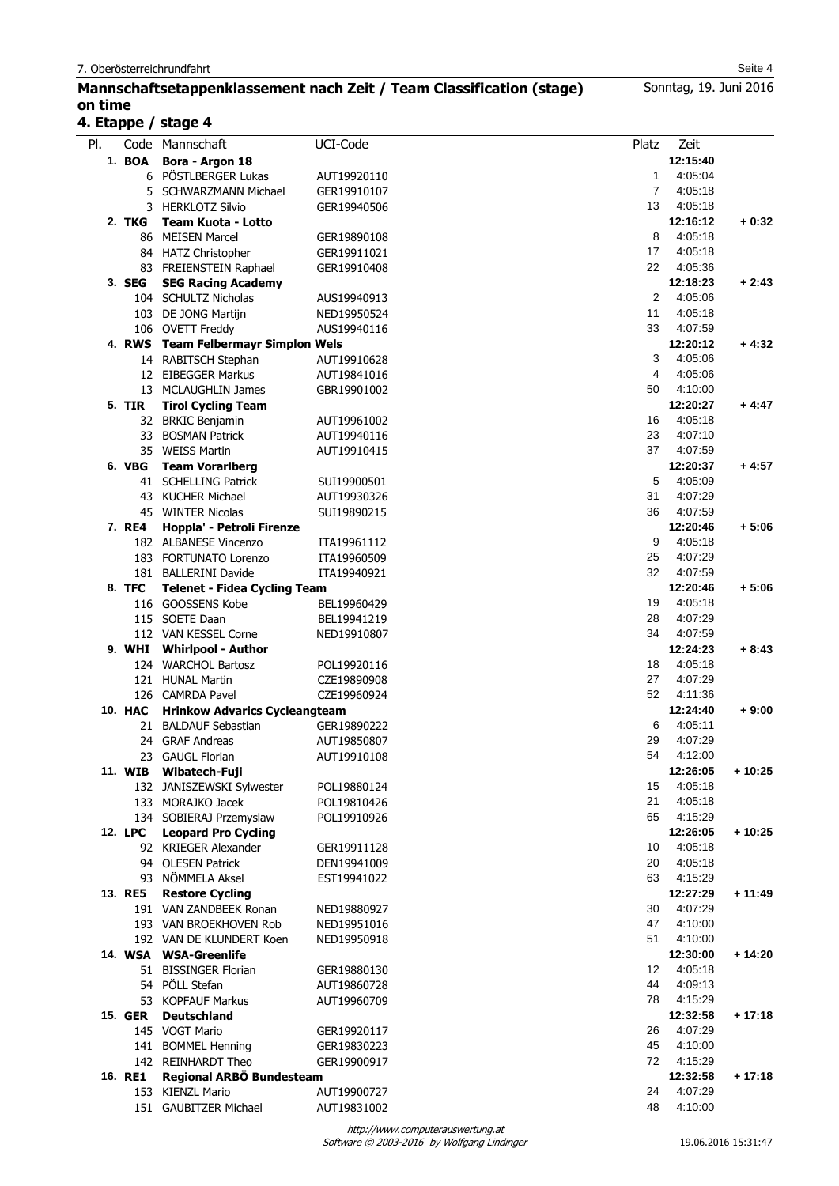## Mannschaftsetappenklassement nach Zeit / Team Classification (stage) on time

Sonntag, 19. Juni 2016

### 4. Etappe / stage 4

| Pl. | Code | Mannschaft | UCI-Code | Platz | Zeit | |
|---|---|---|---|---|---|---|
| 1. | BOA | **Bora - Argon 18** | | | **12:15:40** | |
| | 6 | PÖSTLBERGER Lukas | AUT19920110 | 1 | 4:05:04 | |
| | 5 | SCHWARZMANN Michael | GER19910107 | 7 | 4:05:18 | |
| | 3 | HERKLOTZ Silvio | GER19940506 | 13 | 4:05:18 | |
| 2. | TKG | **Team Kuota - Lotto** | | | **12:16:12** | **+ 0:32** |
| | 86 | MEISEN Marcel | GER19890108 | 8 | 4:05:18 | |
| | 84 | HATZ Christopher | GER19911021 | 17 | 4:05:18 | |
| | 83 | FREIENSTEIN Raphael | GER19910408 | 22 | 4:05:36 | |
| 3. | SEG | **SEG Racing Academy** | | | **12:18:23** | **+ 2:43** |
| | 104 | SCHULTZ Nicholas | AUS19940913 | 2 | 4:05:06 | |
| | 103 | DE JONG Martijn | NED19950524 | 11 | 4:05:18 | |
| | 106 | OVETT Freddy | AUS19940116 | 33 | 4:07:59 | |
| 4. | RWS | **Team Felbermayr Simplon Wels** | | | **12:20:12** | **+ 4:32** |
| | 14 | RABITSCH Stephan | AUT19910628 | 3 | 4:05:06 | |
| | 12 | EIBEGGER Markus | AUT19841016 | 4 | 4:05:06 | |
| | 13 | MCLAUGHLIN James | GBR19901002 | 50 | 4:10:00 | |
| 5. | TIR | **Tirol Cycling Team** | | | **12:20:27** | **+ 4:47** |
| | 32 | BRKIC Benjamin | AUT19961002 | 16 | 4:05:18 | |
| | 33 | BOSMAN Patrick | AUT19940116 | 23 | 4:07:10 | |
| | 35 | WEISS Martin | AUT19910415 | 37 | 4:07:59 | |
| 6. | VBG | **Team Vorarlberg** | | | **12:20:37** | **+ 4:57** |
| | 41 | SCHELLING Patrick | SUI19900501 | 5 | 4:05:09 | |
| | 43 | KUCHER Michael | AUT19930326 | 31 | 4:07:29 | |
| | 45 | WINTER Nicolas | SUI19890215 | 36 | 4:07:59 | |
| 7. | RE4 | **Hoppla' - Petroli Firenze** | | | **12:20:46** | **+ 5:06** |
| | 182 | ALBANESE Vincenzo | ITA19961112 | 9 | 4:05:18 | |
| | 183 | FORTUNATO Lorenzo | ITA19960509 | 25 | 4:07:29 | |
| | 181 | BALLERINI Davide | ITA19940921 | 32 | 4:07:59 | |
| 8. | TFC | **Telenet - Fidea Cycling Team** | | | **12:20:46** | **+ 5:06** |
| | 116 | GOOSSENS Kobe | BEL19960429 | 19 | 4:05:18 | |
| | 115 | SOETE Daan | BEL19941219 | 28 | 4:07:29 | |
| | 112 | VAN KESSEL Corne | NED19910807 | 34 | 4:07:59 | |
| 9. | WHI | **Whirlpool - Author** | | | **12:24:23** | **+ 8:43** |
| | 124 | WARCHOL Bartosz | POL19920116 | 18 | 4:05:18 | |
| | 121 | HUNAL Martin | CZE19890908 | 27 | 4:07:29 | |
| | 126 | CAMRDA Pavel | CZE19960924 | 52 | 4:11:36 | |
| 10. | HAC | **Hrinkow Advarics Cycleangteam** | | | **12:24:40** | **+ 9:00** |
| | 21 | BALDAUF Sebastian | GER19890222 | 6 | 4:05:11 | |
| | 24 | GRAF Andreas | AUT19850807 | 29 | 4:07:29 | |
| | 23 | GAUGL Florian | AUT19910108 | 54 | 4:12:00 | |
| 11. | WIB | **Wibatech-Fuji** | | | **12:26:05** | **+ 10:25** |
| | 132 | JANISZEWSKI Sylwester | POL19880124 | 15 | 4:05:18 | |
| | 133 | MORAJKO Jacek | POL19810426 | 21 | 4:05:18 | |
| | 134 | SOBIERAJ Przemyslaw | POL19910926 | 65 | 4:15:29 | |
| 12. | LPC | **Leopard Pro Cycling** | | | **12:26:05** | **+ 10:25** |
| | 92 | KRIEGER Alexander | GER19911128 | 10 | 4:05:18 | |
| | 94 | OLESEN Patrick | DEN19941009 | 20 | 4:05:18 | |
| | 93 | NÖMMELA Aksel | EST19941022 | 63 | 4:15:29 | |
| 13. | RE5 | **Restore Cycling** | | | **12:27:29** | **+ 11:49** |
| | 191 | VAN ZANDBEEK Ronan | NED19880927 | 30 | 4:07:29 | |
| | 193 | VAN BROEKHOVEN Rob | NED19951016 | 47 | 4:10:00 | |
| | 192 | VAN DE KLUNDERT Koen | NED19950918 | 51 | 4:10:00 | |
| 14. | WSA | **WSA-Greenlife** | | | **12:30:00** | **+ 14:20** |
| | 51 | BISSINGER Florian | GER19880130 | 12 | 4:05:18 | |
| | 54 | PÖLL Stefan | AUT19860728 | 44 | 4:09:13 | |
| | 53 | KOPFAUF Markus | AUT19960709 | 78 | 4:15:29 | |
| 15. | GER | **Deutschland** | | | **12:32:58** | **+ 17:18** |
| | 145 | VOGT Mario | GER19920117 | 26 | 4:07:29 | |
| | 141 | BOMMEL Henning | GER19830223 | 45 | 4:10:00 | |
| | 142 | REINHARDT Theo | GER19900917 | 72 | 4:15:29 | |
| 16. | RE1 | **Regional ARBÖ Bundesteam** | | | **12:32:58** | **+ 17:18** |
| | 153 | KIENZL Mario | AUT19900727 | 24 | 4:07:29 | |
| | 151 | GAUBITZER Michael | AUT19831002 | 48 | 4:10:00 | |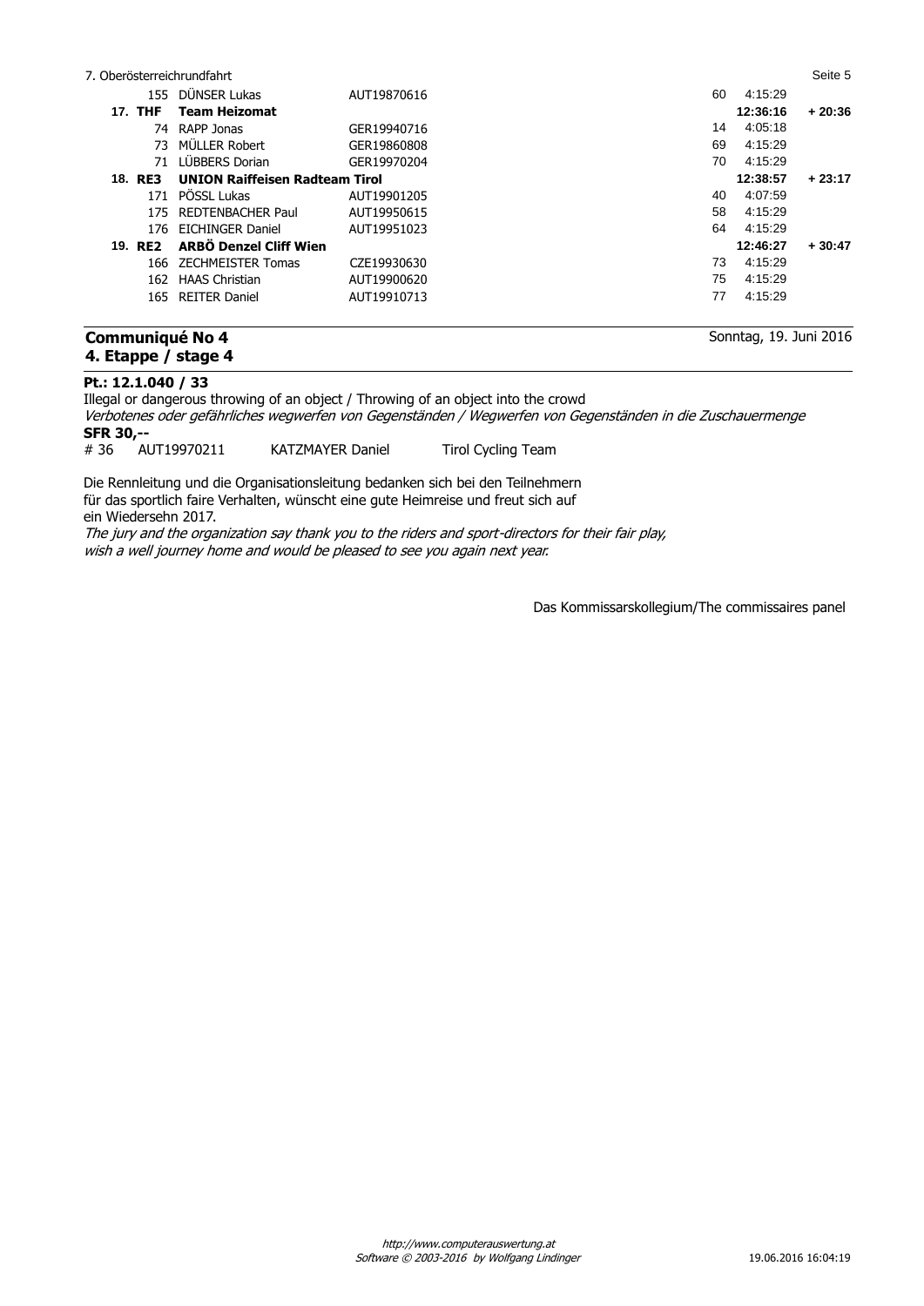| | | | | | |
|---|---|---|---|---|---|
| 155 | DÜNSER Lukas | AUT19870616 | 60 | 4:15:29 | |
| **17. THF** | **Team Heizomat** | | | **12:36:16** | **+ 20:36** |
| 74 | RAPP Jonas | GER19940716 | 14 | 4:05:18 | |
| 73 | MÜLLER Robert | GER19860808 | 69 | 4:15:29 | |
| 71 | LÜBBERS Dorian | GER19970204 | 70 | 4:15:29 | |
| **18. RE3** | **UNION Raiffeisen Radteam Tirol** | | | **12:38:57** | **+ 23:17** |
| 171 | PÖSSL Lukas | AUT19901205 | 40 | 4:07:59 | |
| 175 | REDTENBACHER Paul | AUT19950615 | 58 | 4:15:29 | |
| 176 | EICHINGER Daniel | AUT19951023 | 64 | 4:15:29 | |
| **19. RE2** | **ARBÖ Denzel Cliff Wien** | | | **12:46:27** | **+ 30:47** |
| 166 | ZECHMEISTER Tomas | CZE19930630 | 73 | 4:15:29 | |
| 162 | HAAS Christian | AUT19900620 | 75 | 4:15:29 | |
| 165 | REITER Daniel | AUT19910713 | 77 | 4:15:29 | |

## Communiqué No 4
### 4. Etappe / stage 4

Sonntag, 19. Juni 2016

**Pt.: 12.1.040 / 33**

Illegal or dangerous throwing of an object / Throwing of an object into the crowd

*Verbotenes oder gefährliches wegwerfen von Gegenständen / Wegwerfen von Gegenständen in die Zuschauermenge*

**SFR 30,--**

# 36 AUT19970211 KATZMAYER Daniel Tirol Cycling Team

Die Rennleitung und die Organisationsleitung bedanken sich bei den Teilnehmern für das sportlich faire Verhalten, wünscht eine gute Heimreise und freut sich auf ein Wiedersehn 2017.

*The jury and the organization say thank you to the riders and sport-directors for their fair play, wish a well journey home and would be pleased to see you again next year.*

Das Kommissarskollegium/The commissaires panel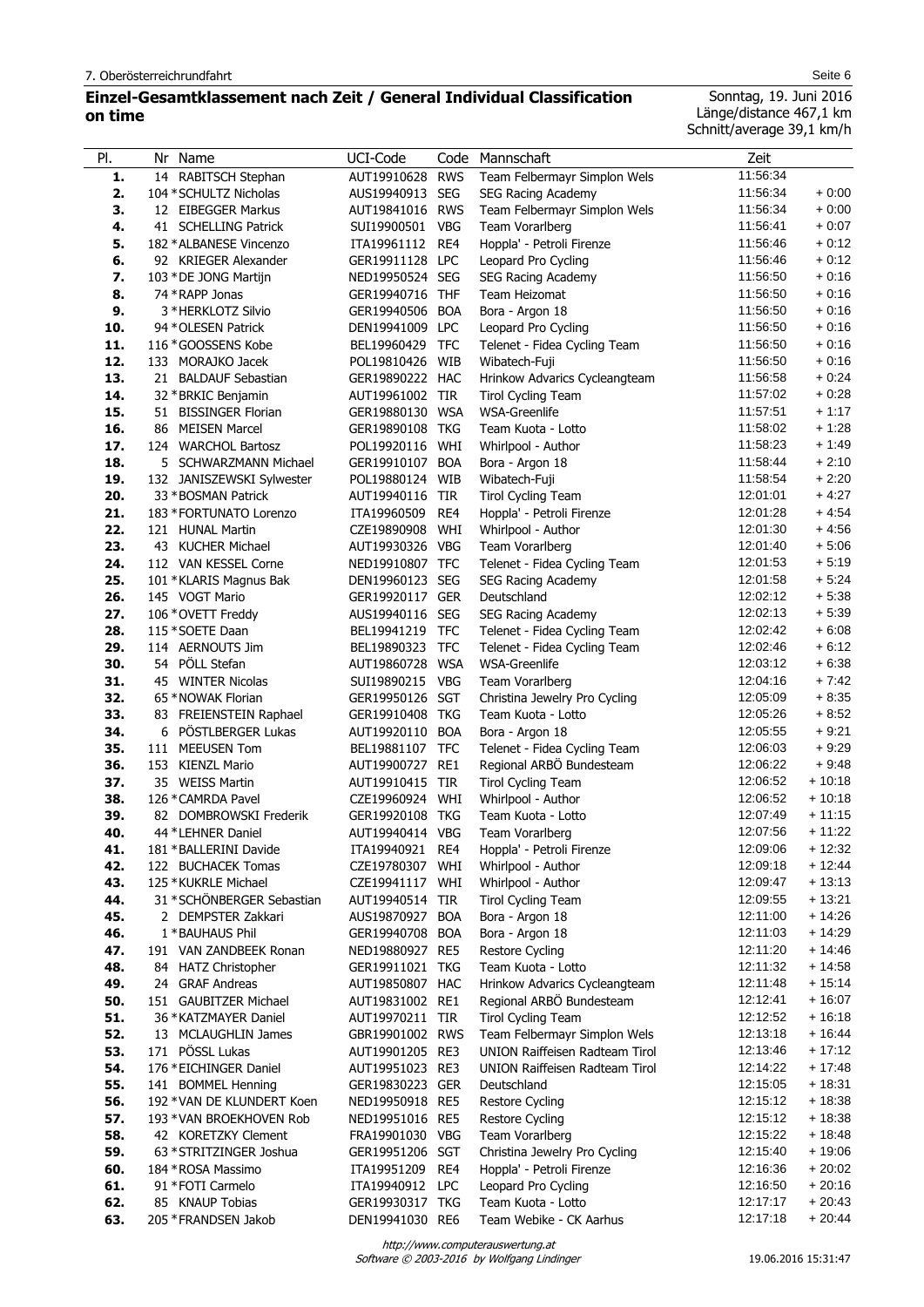7. Oberösterreichrundfahrt

## Einzel-Gesamtklassement nach Zeit / General Individual Classification on time

Sonntag, 19. Juni 2016
Länge/distance 467,1 km
Schnitt/average 39,1 km/h

| Pl. | Nr | Name | UCI-Code | Code | Mannschaft | Zeit | |
|---|---|---|---|---|---|---|---|
| **1.** | 14 | RABITSCH Stephan | AUT19910628 | RWS | Team Felbermayr Simplon Wels | 11:56:34 | |
| **2.** | 104 | *SCHULTZ Nicholas | AUS19940913 | SEG | SEG Racing Academy | 11:56:34 | + 0:00 |
| **3.** | 12 | EIBEGGER Markus | AUT19841016 | RWS | Team Felbermayr Simplon Wels | 11:56:34 | + 0:00 |
| **4.** | 41 | SCHELLING Patrick | SUI19900501 | VBG | Team Vorarlberg | 11:56:41 | + 0:07 |
| **5.** | 182 | *ALBANESE Vincenzo | ITA19961112 | RE4 | Hoppla' - Petroli Firenze | 11:56:46 | + 0:12 |
| **6.** | 92 | KRIEGER Alexander | GER19911128 | LPC | Leopard Pro Cycling | 11:56:46 | + 0:12 |
| **7.** | 103 | *DE JONG Martijn | NED19950524 | SEG | SEG Racing Academy | 11:56:50 | + 0:16 |
| **8.** | 74 | *RAPP Jonas | GER19940716 | THF | Team Heizomat | 11:56:50 | + 0:16 |
| **9.** | 3 | *HERKLOTZ Silvio | GER19940506 | BOA | Bora - Argon 18 | 11:56:50 | + 0:16 |
| **10.** | 94 | *OLESEN Patrick | DEN19941009 | LPC | Leopard Pro Cycling | 11:56:50 | + 0:16 |
| **11.** | 116 | *GOOSSENS Kobe | BEL19960429 | TFC | Telenet - Fidea Cycling Team | 11:56:50 | + 0:16 |
| **12.** | 133 | MORAJKO Jacek | POL19810426 | WIB | Wibatech-Fuji | 11:56:50 | + 0:16 |
| **13.** | 21 | BALDAUF Sebastian | GER19890222 | HAC | Hrinkow Advarics Cycleangteam | 11:56:58 | + 0:24 |
| **14.** | 32 | *BRKIC Benjamin | AUT19961002 | TIR | Tirol Cycling Team | 11:57:02 | + 0:28 |
| **15.** | 51 | BISSINGER Florian | GER19880130 | WSA | WSA-Greenlife | 11:57:51 | + 1:17 |
| **16.** | 86 | MEISEN Marcel | GER19890108 | TKG | Team Kuota - Lotto | 11:58:02 | + 1:28 |
| **17.** | 124 | WARCHOL Bartosz | POL19920116 | WHI | Whirlpool - Author | 11:58:23 | + 1:49 |
| **18.** | 5 | SCHWARZMANN Michael | GER19910107 | BOA | Bora - Argon 18 | 11:58:44 | + 2:10 |
| **19.** | 132 | JANISZEWSKI Sylwester | POL19880124 | WIB | Wibatech-Fuji | 11:58:54 | + 2:20 |
| **20.** | 33 | *BOSMAN Patrick | AUT19940116 | TIR | Tirol Cycling Team | 12:01:01 | + 4:27 |
| **21.** | 183 | *FORTUNATO Lorenzo | ITA19960509 | RE4 | Hoppla' - Petroli Firenze | 12:01:28 | + 4:54 |
| **22.** | 121 | HUNAL Martin | CZE19890908 | WHI | Whirlpool - Author | 12:01:30 | + 4:56 |
| **23.** | 43 | KUCHER Michael | AUT19930326 | VBG | Team Vorarlberg | 12:01:40 | + 5:06 |
| **24.** | 112 | VAN KESSEL Corne | NED19910807 | TFC | Telenet - Fidea Cycling Team | 12:01:53 | + 5:19 |
| **25.** | 101 | *KLARIS Magnus Bak | DEN19960123 | SEG | SEG Racing Academy | 12:01:58 | + 5:24 |
| **26.** | 145 | VOGT Mario | GER19920117 | GER | Deutschland | 12:02:12 | + 5:38 |
| **27.** | 106 | *OVETT Freddy | AUS19940116 | SEG | SEG Racing Academy | 12:02:13 | + 5:39 |
| **28.** | 115 | *SOETE Daan | BEL19941219 | TFC | Telenet - Fidea Cycling Team | 12:02:42 | + 6:08 |
| **29.** | 114 | AERNOUTS Jim | BEL19890323 | TFC | Telenet - Fidea Cycling Team | 12:02:46 | + 6:12 |
| **30.** | 54 | PÖLL Stefan | AUT19860728 | WSA | WSA-Greenlife | 12:03:12 | + 6:38 |
| **31.** | 45 | WINTER Nicolas | SUI19890215 | VBG | Team Vorarlberg | 12:04:16 | + 7:42 |
| **32.** | 65 | *NOWAK Florian | GER19950126 | SGT | Christina Jewelry Pro Cycling | 12:05:09 | + 8:35 |
| **33.** | 83 | FREIENSTEIN Raphael | GER19910408 | TKG | Team Kuota - Lotto | 12:05:26 | + 8:52 |
| **34.** | 6 | PÖSTLBERGER Lukas | AUT19920110 | BOA | Bora - Argon 18 | 12:05:55 | + 9:21 |
| **35.** | 111 | MEEUSEN Tom | BEL19881107 | TFC | Telenet - Fidea Cycling Team | 12:06:03 | + 9:29 |
| **36.** | 153 | KIENZL Mario | AUT19900727 | RE1 | Regional ARBÖ Bundesteam | 12:06:22 | + 9:48 |
| **37.** | 35 | WEISS Martin | AUT19910415 | TIR | Tirol Cycling Team | 12:06:52 | + 10:18 |
| **38.** | 126 | *CAMRDA Pavel | CZE19960924 | WHI | Whirlpool - Author | 12:06:52 | + 10:18 |
| **39.** | 82 | DOMBROWSKI Frederik | GER19920108 | TKG | Team Kuota - Lotto | 12:07:49 | + 11:15 |
| **40.** | 44 | *LEHNER Daniel | AUT19940414 | VBG | Team Vorarlberg | 12:07:56 | + 11:22 |
| **41.** | 181 | *BALLERINI Davide | ITA19940921 | RE4 | Hoppla' - Petroli Firenze | 12:09:06 | + 12:32 |
| **42.** | 122 | BUCHACEK Tomas | CZE19780307 | WHI | Whirlpool - Author | 12:09:18 | + 12:44 |
| **43.** | 125 | *KUKRLE Michael | CZE19941117 | WHI | Whirlpool - Author | 12:09:47 | + 13:13 |
| **44.** | 31 | *SCHÖNBERGER Sebastian | AUT19940514 | TIR | Tirol Cycling Team | 12:09:55 | + 13:21 |
| **45.** | 2 | DEMPSTER Zakkari | AUS19870927 | BOA | Bora - Argon 18 | 12:11:00 | + 14:26 |
| **46.** | 1 | *BAUHAUS Phil | GER19940708 | BOA | Bora - Argon 18 | 12:11:03 | + 14:29 |
| **47.** | 191 | VAN ZANDBEEK Ronan | NED19880927 | RE5 | Restore Cycling | 12:11:20 | + 14:46 |
| **48.** | 84 | HATZ Christopher | GER19911021 | TKG | Team Kuota - Lotto | 12:11:32 | + 14:58 |
| **49.** | 24 | GRAF Andreas | AUT19850807 | HAC | Hrinkow Advarics Cycleangteam | 12:11:48 | + 15:14 |
| **50.** | 151 | GAUBITZER Michael | AUT19831002 | RE1 | Regional ARBÖ Bundesteam | 12:12:41 | + 16:07 |
| **51.** | 36 | *KATZMAYER Daniel | AUT19970211 | TIR | Tirol Cycling Team | 12:12:52 | + 16:18 |
| **52.** | 13 | MCLAUGHLIN James | GBR19901002 | RWS | Team Felbermayr Simplon Wels | 12:13:18 | + 16:44 |
| **53.** | 171 | PÖSSL Lukas | AUT19901205 | RE3 | UNION Raiffeisen Radteam Tirol | 12:13:46 | + 17:12 |
| **54.** | 176 | *EICHINGER Daniel | AUT19951023 | RE3 | UNION Raiffeisen Radteam Tirol | 12:14:22 | + 17:48 |
| **55.** | 141 | BOMMEL Henning | GER19830223 | GER | Deutschland | 12:15:05 | + 18:31 |
| **56.** | 192 | *VAN DE KLUNDERT Koen | NED19950918 | RE5 | Restore Cycling | 12:15:12 | + 18:38 |
| **57.** | 193 | *VAN BROEKHOVEN Rob | NED19951016 | RE5 | Restore Cycling | 12:15:12 | + 18:38 |
| **58.** | 42 | KORETZKY Clement | FRA19901030 | VBG | Team Vorarlberg | 12:15:22 | + 18:48 |
| **59.** | 63 | *STRITZINGER Joshua | GER19951206 | SGT | Christina Jewelry Pro Cycling | 12:15:40 | + 19:06 |
| **60.** | 184 | *ROSA Massimo | ITA19951209 | RE4 | Hoppla' - Petroli Firenze | 12:16:36 | + 20:02 |
| **61.** | 91 | *FOTI Carmelo | ITA19940912 | LPC | Leopard Pro Cycling | 12:16:50 | + 20:16 |
| **62.** | 85 | KNAUP Tobias | GER19930317 | TKG | Team Kuota - Lotto | 12:17:17 | + 20:43 |
| **63.** | 205 | *FRANDSEN Jakob | DEN19941030 | RE6 | Team Webike - CK Aarhus | 12:17:18 | + 20:44 |

*http://www.computerauswertung.at*
*Software © 2003-2016 by Wolfgang Lindinger*

19.06.2016 15:31:47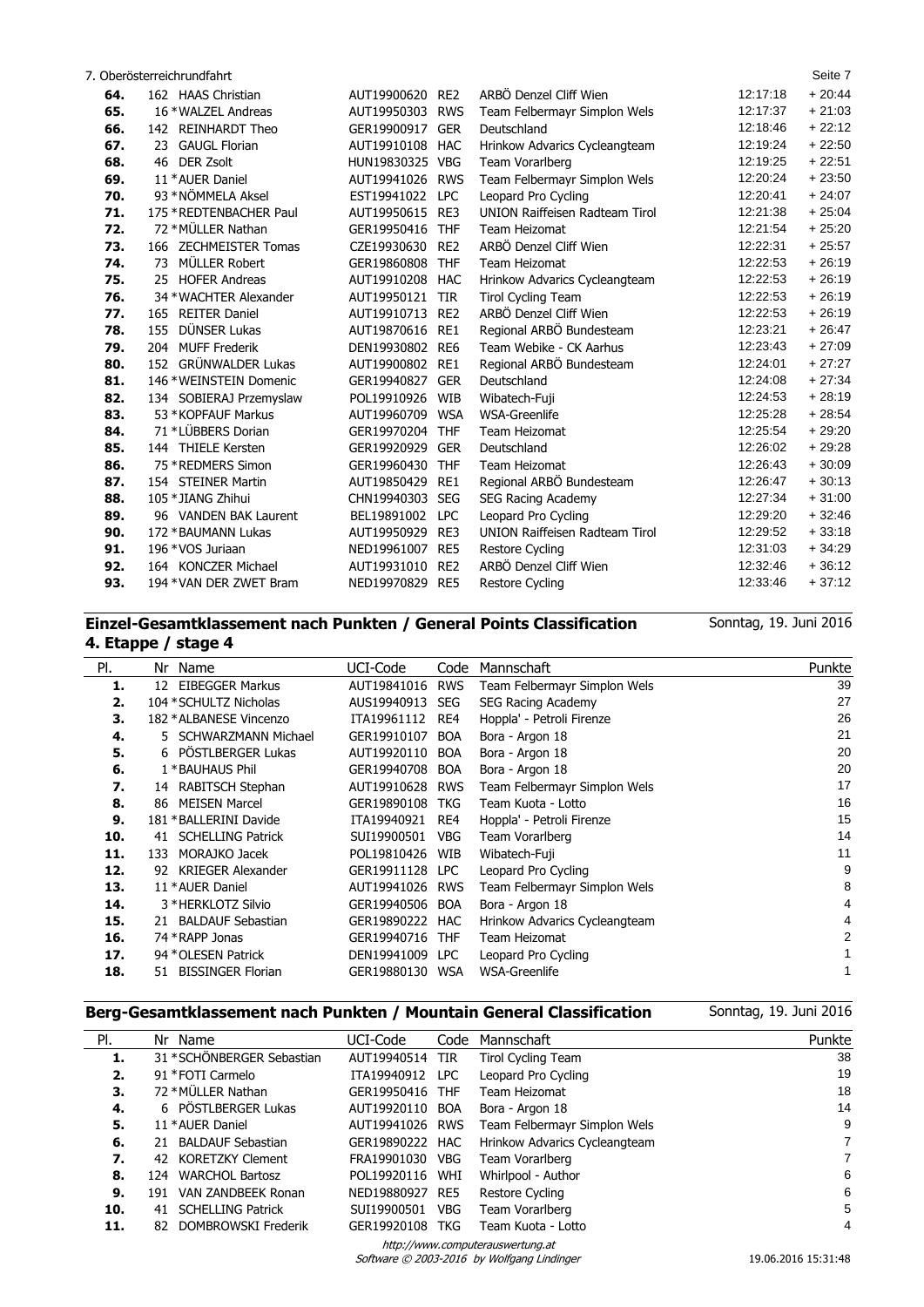| | | | | | | |
|---|---|---|---|---|---|---|
| 64. | 162 HAAS Christian | AUT19900620 | RE2 | ARBÖ Denzel Cliff Wien | 12:17:18 | + 20:44 |
| 65. | 16 *WALZEL Andreas | AUT19950303 | RWS | Team Felbermayr Simplon Wels | 12:17:37 | + 21:03 |
| 66. | 142 REINHARDT Theo | GER19900917 | GER | Deutschland | 12:18:46 | + 22:12 |
| 67. | 23 GAUGL Florian | AUT19910108 | HAC | Hrinkow Advarics Cycleangteam | 12:19:24 | + 22:50 |
| 68. | 46 DER Zsolt | HUN19830325 | VBG | Team Vorarlberg | 12:19:25 | + 22:51 |
| 69. | 11 *AUER Daniel | AUT19941026 | RWS | Team Felbermayr Simplon Wels | 12:20:24 | + 23:50 |
| 70. | 93 *NÖMMELA Aksel | EST19941022 | LPC | Leopard Pro Cycling | 12:20:41 | + 24:07 |
| 71. | 175 *REDTENBACHER Paul | AUT19950615 | RE3 | UNION Raiffeisen Radteam Tirol | 12:21:38 | + 25:04 |
| 72. | 72 *MÜLLER Nathan | GER19950416 | THF | Team Heizomat | 12:21:54 | + 25:20 |
| 73. | 166 ZECHMEISTER Tomas | CZE19930630 | RE2 | ARBÖ Denzel Cliff Wien | 12:22:31 | + 25:57 |
| 74. | 73 MÜLLER Robert | GER19860808 | THF | Team Heizomat | 12:22:53 | + 26:19 |
| 75. | 25 HOFER Andreas | AUT19910208 | HAC | Hrinkow Advarics Cycleangteam | 12:22:53 | + 26:19 |
| 76. | 34 *WACHTER Alexander | AUT19950121 | TIR | Tirol Cycling Team | 12:22:53 | + 26:19 |
| 77. | 165 REITER Daniel | AUT19910713 | RE2 | ARBÖ Denzel Cliff Wien | 12:22:53 | + 26:19 |
| 78. | 155 DÜNSER Lukas | AUT19870616 | RE1 | Regional ARBÖ Bundesteam | 12:23:21 | + 26:47 |
| 79. | 204 MUFF Frederik | DEN19930802 | RE6 | Team Webike - CK Aarhus | 12:23:43 | + 27:09 |
| 80. | 152 GRÜNWALDER Lukas | AUT19900802 | RE1 | Regional ARBÖ Bundesteam | 12:24:01 | + 27:27 |
| 81. | 146 *WEINSTEIN Domenic | GER19940827 | GER | Deutschland | 12:24:08 | + 27:34 |
| 82. | 134 SOBIERAJ Przemyslaw | POL19910926 | WIB | Wibatech-Fuji | 12:24:53 | + 28:19 |
| 83. | 53 *KOPFAUF Markus | AUT19960709 | WSA | WSA-Greenlife | 12:25:28 | + 28:54 |
| 84. | 71 *LÜBBERS Dorian | GER19970204 | THF | Team Heizomat | 12:25:54 | + 29:20 |
| 85. | 144 THIELE Kersten | GER19920929 | GER | Deutschland | 12:26:02 | + 29:28 |
| 86. | 75 *REDMERS Simon | GER19960430 | THF | Team Heizomat | 12:26:43 | + 30:09 |
| 87. | 154 STEINER Martin | AUT19850429 | RE1 | Regional ARBÖ Bundesteam | 12:26:47 | + 30:13 |
| 88. | 105 *JIANG Zhihui | CHN19940303 | SEG | SEG Racing Academy | 12:27:34 | + 31:00 |
| 89. | 96 VANDEN BAK Laurent | BEL19891002 | LPC | Leopard Pro Cycling | 12:29:20 | + 32:46 |
| 90. | 172 *BAUMANN Lukas | AUT19950929 | RE3 | UNION Raiffeisen Radteam Tirol | 12:29:52 | + 33:18 |
| 91. | 196 *VOS Juriaan | NED19961007 | RE5 | Restore Cycling | 12:31:03 | + 34:29 |
| 92. | 164 KONCZER Michael | AUT19931010 | RE2 | ARBÖ Denzel Cliff Wien | 12:32:46 | + 36:12 |
| 93. | 194 *VAN DER ZWET Bram | NED19970829 | RE5 | Restore Cycling | 12:33:46 | + 37:12 |

## Einzel-Gesamtklassement nach Punkten / General Points Classification
## 4. Etappe / stage 4

Sonntag, 19. Juni 2016

| Pl. | Nr Name | UCI-Code | Code | Mannschaft | Punkte |
|---|---|---|---|---|---|
| 1. | 12 EIBEGGER Markus | AUT19841016 | RWS | Team Felbermayr Simplon Wels | 39 |
| 2. | 104 *SCHULTZ Nicholas | AUS19940913 | SEG | SEG Racing Academy | 27 |
| 3. | 182 *ALBANESE Vincenzo | ITA19961112 | RE4 | Hoppla' - Petroli Firenze | 26 |
| 4. | 5 SCHWARZMANN Michael | GER19910107 | BOA | Bora - Argon 18 | 21 |
| 5. | 6 PÖSTLBERGER Lukas | AUT19920110 | BOA | Bora - Argon 18 | 20 |
| 6. | 1 *BAUHAUS Phil | GER19940708 | BOA | Bora - Argon 18 | 20 |
| 7. | 14 RABITSCH Stephan | AUT19910628 | RWS | Team Felbermayr Simplon Wels | 17 |
| 8. | 86 MEISEN Marcel | GER19890108 | TKG | Team Kuota - Lotto | 16 |
| 9. | 181 *BALLERINI Davide | ITA19940921 | RE4 | Hoppla' - Petroli Firenze | 15 |
| 10. | 41 SCHELLING Patrick | SUI19900501 | VBG | Team Vorarlberg | 14 |
| 11. | 133 MORAJKO Jacek | POL19810426 | WIB | Wibatech-Fuji | 11 |
| 12. | 92 KRIEGER Alexander | GER19911128 | LPC | Leopard Pro Cycling | 9 |
| 13. | 11 *AUER Daniel | AUT19941026 | RWS | Team Felbermayr Simplon Wels | 8 |
| 14. | 3 *HERKLOTZ Silvio | GER19940506 | BOA | Bora - Argon 18 | 4 |
| 15. | 21 BALDAUF Sebastian | GER19890222 | HAC | Hrinkow Advarics Cycleangteam | 4 |
| 16. | 74 *RAPP Jonas | GER19940716 | THF | Team Heizomat | 2 |
| 17. | 94 *OLESEN Patrick | DEN19941009 | LPC | Leopard Pro Cycling | 1 |
| 18. | 51 BISSINGER Florian | GER19880130 | WSA | WSA-Greenlife | 1 |

## Berg-Gesamtklassement nach Punkten / Mountain General Classification

Sonntag, 19. Juni 2016

| Pl. | Nr Name | UCI-Code | Code | Mannschaft | Punkte |
|---|---|---|---|---|---|
| 1. | 31 *SCHÖNBERGER Sebastian | AUT19940514 | TIR | Tirol Cycling Team | 38 |
| 2. | 91 *FOTI Carmelo | ITA19940912 | LPC | Leopard Pro Cycling | 19 |
| 3. | 72 *MÜLLER Nathan | GER19950416 | THF | Team Heizomat | 18 |
| 4. | 6 PÖSTLBERGER Lukas | AUT19920110 | BOA | Bora - Argon 18 | 14 |
| 5. | 11 *AUER Daniel | AUT19941026 | RWS | Team Felbermayr Simplon Wels | 9 |
| 6. | 21 BALDAUF Sebastian | GER19890222 | HAC | Hrinkow Advarics Cycleangteam | 7 |
| 7. | 42 KORETZKY Clement | FRA19901030 | VBG | Team Vorarlberg | 7 |
| 8. | 124 WARCHOL Bartosz | POL19920116 | WHI | Whirlpool - Author | 6 |
| 9. | 191 VAN ZANDBEEK Ronan | NED19880927 | RE5 | Restore Cycling | 6 |
| 10. | 41 SCHELLING Patrick | SUI19900501 | VBG | Team Vorarlberg | 5 |
| 11. | 82 DOMBROWSKI Frederik | GER19920108 | TKG | Team Kuota - Lotto | 4 |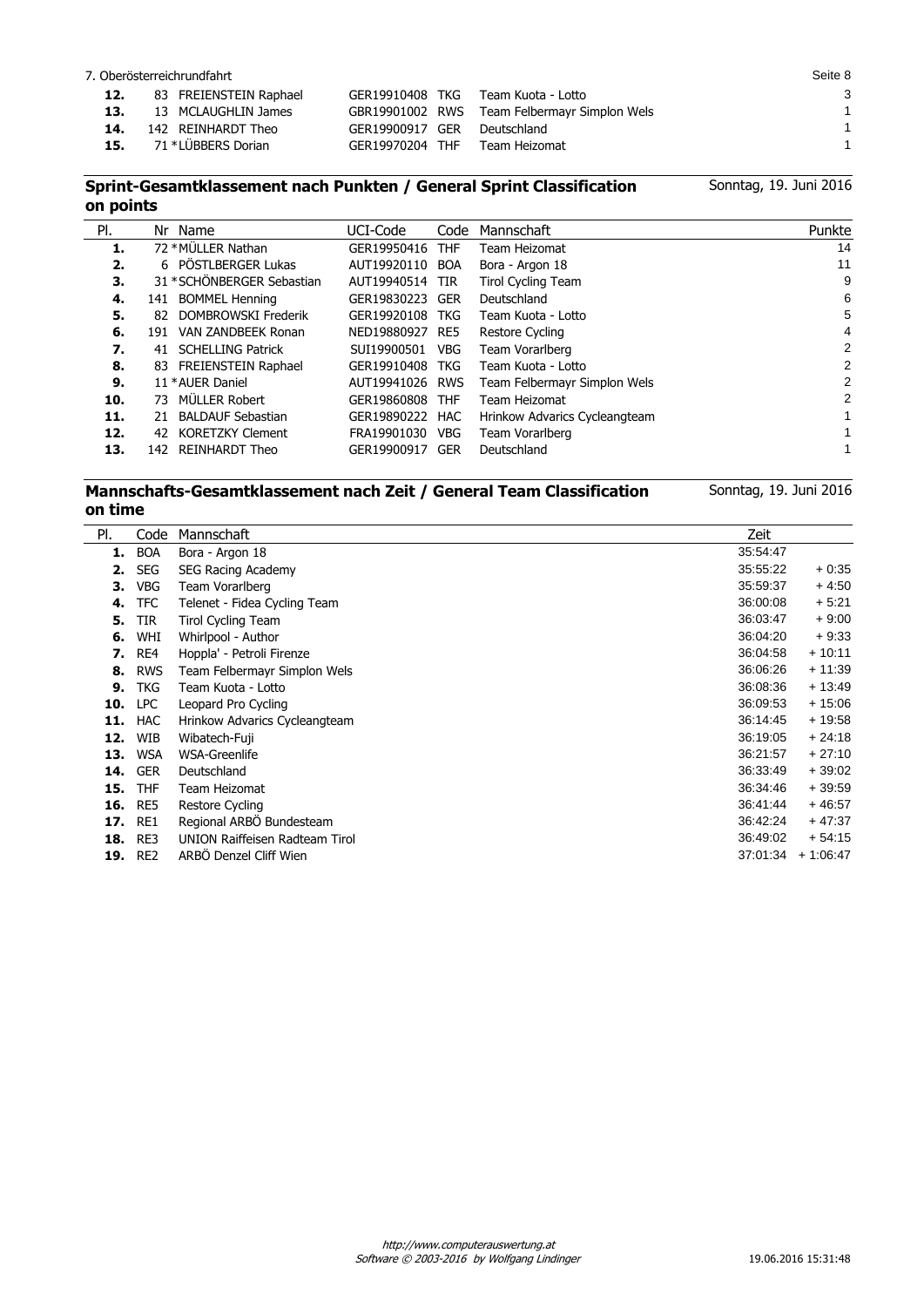| | | | | | | |
|---|---|---|---|---|---|---|
| **12.** | 83 | FREIENSTEIN Raphael | GER19910408 | TKG | Team Kuota - Lotto | 3 |
| **13.** | 13 | MCLAUGHLIN James | GBR19901002 | RWS | Team Felbermayr Simplon Wels | 1 |
| **14.** | 142 | REINHARDT Theo | GER19900917 | GER | Deutschland | 1 |
| **15.** | 71 | *LÜBBERS Dorian | GER19970204 | THF | Team Heizomat | 1 |

## Sprint-Gesamtklassement nach Punkten / General Sprint Classification on points

Sonntag, 19. Juni 2016

| Pl. | Nr | Name | UCI-Code | Code | Mannschaft | Punkte |
|---|---|---|---|---|---|---|
| **1.** | 72 | *MÜLLER Nathan | GER19950416 | THF | Team Heizomat | 14 |
| **2.** | 6 | PÖSTLBERGER Lukas | AUT19920110 | BOA | Bora - Argon 18 | 11 |
| **3.** | 31 | *SCHÖNBERGER Sebastian | AUT19940514 | TIR | Tirol Cycling Team | 9 |
| **4.** | 141 | BOMMEL Henning | GER19830223 | GER | Deutschland | 6 |
| **5.** | 82 | DOMBROWSKI Frederik | GER19920108 | TKG | Team Kuota - Lotto | 5 |
| **6.** | 191 | VAN ZANDBEEK Ronan | NED19880927 | RE5 | Restore Cycling | 4 |
| **7.** | 41 | SCHELLING Patrick | SUI19900501 | VBG | Team Vorarlberg | 2 |
| **8.** | 83 | FREIENSTEIN Raphael | GER19910408 | TKG | Team Kuota - Lotto | 2 |
| **9.** | 11 | *AUER Daniel | AUT19941026 | RWS | Team Felbermayr Simplon Wels | 2 |
| **10.** | 73 | MÜLLER Robert | GER19860808 | THF | Team Heizomat | 2 |
| **11.** | 21 | BALDAUF Sebastian | GER19890222 | HAC | Hrinkow Advarics Cycleangteam | 1 |
| **12.** | 42 | KORETZKY Clement | FRA19901030 | VBG | Team Vorarlberg | 1 |
| **13.** | 142 | REINHARDT Theo | GER19900917 | GER | Deutschland | 1 |

## Mannschafts-Gesamtklassement nach Zeit / General Team Classification on time

Sonntag, 19. Juni 2016

| Pl. | Code | Mannschaft | Zeit | |
|---|---|---|---|---|
| **1.** | BOA | Bora - Argon 18 | 35:54:47 | |
| **2.** | SEG | SEG Racing Academy | 35:55:22 | + 0:35 |
| **3.** | VBG | Team Vorarlberg | 35:59:37 | + 4:50 |
| **4.** | TFC | Telenet - Fidea Cycling Team | 36:00:08 | + 5:21 |
| **5.** | TIR | Tirol Cycling Team | 36:03:47 | + 9:00 |
| **6.** | WHI | Whirlpool - Author | 36:04:20 | + 9:33 |
| **7.** | RE4 | Hoppla' - Petroli Firenze | 36:04:58 | + 10:11 |
| **8.** | RWS | Team Felbermayr Simplon Wels | 36:06:26 | + 11:39 |
| **9.** | TKG | Team Kuota - Lotto | 36:08:36 | + 13:49 |
| **10.** | LPC | Leopard Pro Cycling | 36:09:53 | + 15:06 |
| **11.** | HAC | Hrinkow Advarics Cycleangteam | 36:14:45 | + 19:58 |
| **12.** | WIB | Wibatech-Fuji | 36:19:05 | + 24:18 |
| **13.** | WSA | WSA-Greenlife | 36:21:57 | + 27:10 |
| **14.** | GER | Deutschland | 36:33:49 | + 39:02 |
| **15.** | THF | Team Heizomat | 36:34:46 | + 39:59 |
| **16.** | RE5 | Restore Cycling | 36:41:44 | + 46:57 |
| **17.** | RE1 | Regional ARBÖ Bundesteam | 36:42:24 | + 47:37 |
| **18.** | RE3 | UNION Raiffeisen Radteam Tirol | 36:49:02 | + 54:15 |
| **19.** | RE2 | ARBÖ Denzel Cliff Wien | 37:01:34 | + 1:06:47 |